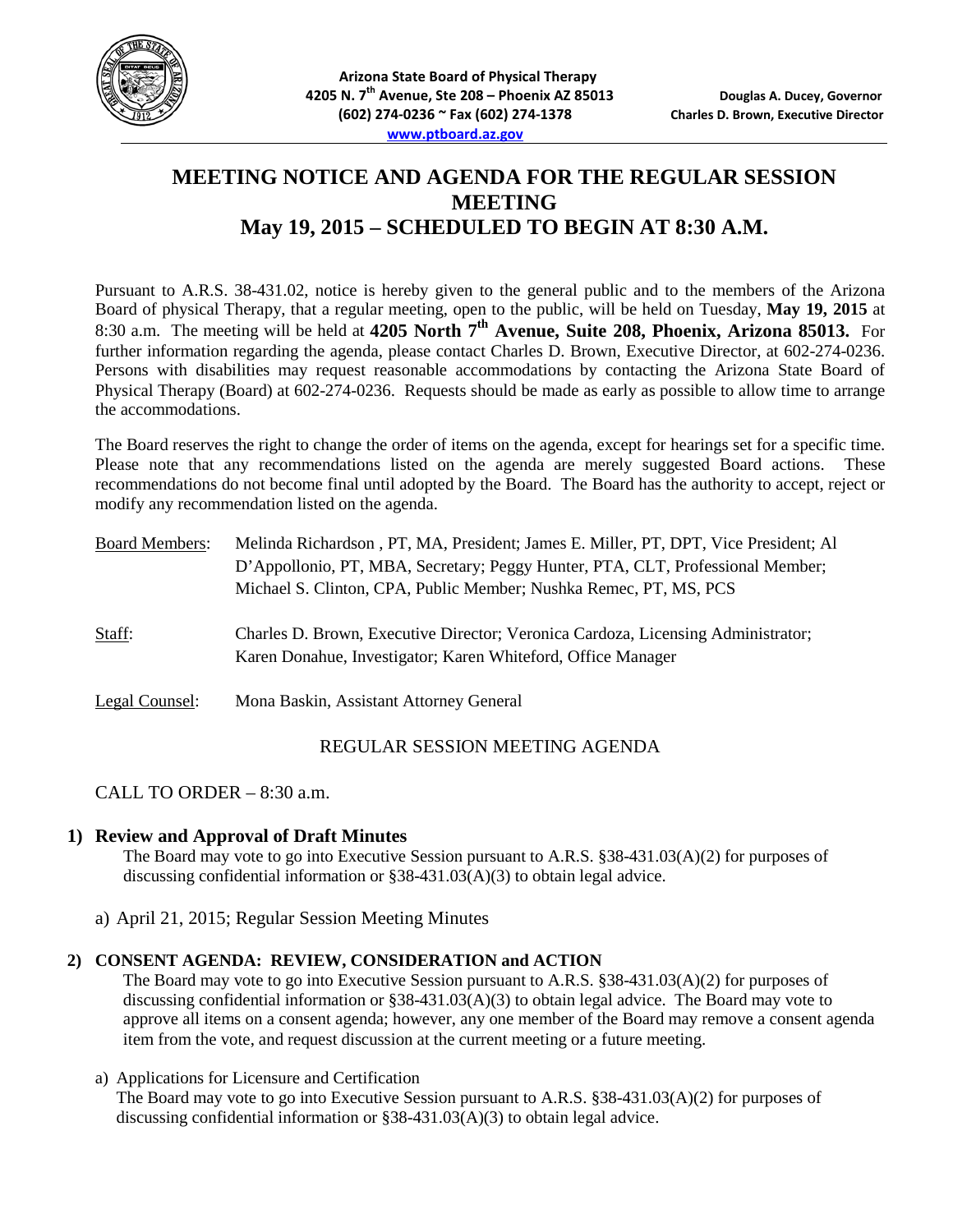**Arizona State Board of Physical Therapy**
**4205 N. 7th Avenue, Ste 208 – Phoenix AZ 85013**
**(602) 274-0236 ~ Fax (602) 274-1378**
**www.ptboard.az.gov**

**Douglas A. Ducey, Governor**
**Charles D. Brown, Executive Director**

# MEETING NOTICE AND AGENDA FOR THE REGULAR SESSION MEETING
# May 19, 2015 – SCHEDULED TO BEGIN AT 8:30 A.M.

Pursuant to A.R.S. 38-431.02, notice is hereby given to the general public and to the members of the Arizona Board of physical Therapy, that a regular meeting, open to the public, will be held on Tuesday, **May 19, 2015** at 8:30 a.m. The meeting will be held at **4205 North 7th Avenue, Suite 208, Phoenix, Arizona 85013.** For further information regarding the agenda, please contact Charles D. Brown, Executive Director, at 602-274-0236. Persons with disabilities may request reasonable accommodations by contacting the Arizona State Board of Physical Therapy (Board) at 602-274-0236. Requests should be made as early as possible to allow time to arrange the accommodations.

The Board reserves the right to change the order of items on the agenda, except for hearings set for a specific time. Please note that any recommendations listed on the agenda are merely suggested Board actions. These recommendations do not become final until adopted by the Board. The Board has the authority to accept, reject or modify any recommendation listed on the agenda.

Board Members: Melinda Richardson , PT, MA, President; James E. Miller, PT, DPT, Vice President; Al D'Appollonio, PT, MBA, Secretary; Peggy Hunter, PTA, CLT, Professional Member; Michael S. Clinton, CPA, Public Member; Nushka Remec, PT, MS, PCS

Staff: Charles D. Brown, Executive Director; Veronica Cardoza, Licensing Administrator; Karen Donahue, Investigator; Karen Whiteford, Office Manager

Legal Counsel: Mona Baskin, Assistant Attorney General

## REGULAR SESSION MEETING AGENDA

CALL TO ORDER – 8:30 a.m.

**1) Review and Approval of Draft Minutes**

The Board may vote to go into Executive Session pursuant to A.R.S. §38-431.03(A)(2) for purposes of discussing confidential information or §38-431.03(A)(3) to obtain legal advice.

a) April 21, 2015; Regular Session Meeting Minutes

**2) CONSENT AGENDA: REVIEW, CONSIDERATION and ACTION**

The Board may vote to go into Executive Session pursuant to A.R.S. §38-431.03(A)(2) for purposes of discussing confidential information or §38-431.03(A)(3) to obtain legal advice. The Board may vote to approve all items on a consent agenda; however, any one member of the Board may remove a consent agenda item from the vote, and request discussion at the current meeting or a future meeting.

a) Applications for Licensure and Certification

The Board may vote to go into Executive Session pursuant to A.R.S. §38-431.03(A)(2) for purposes of discussing confidential information or §38-431.03(A)(3) to obtain legal advice.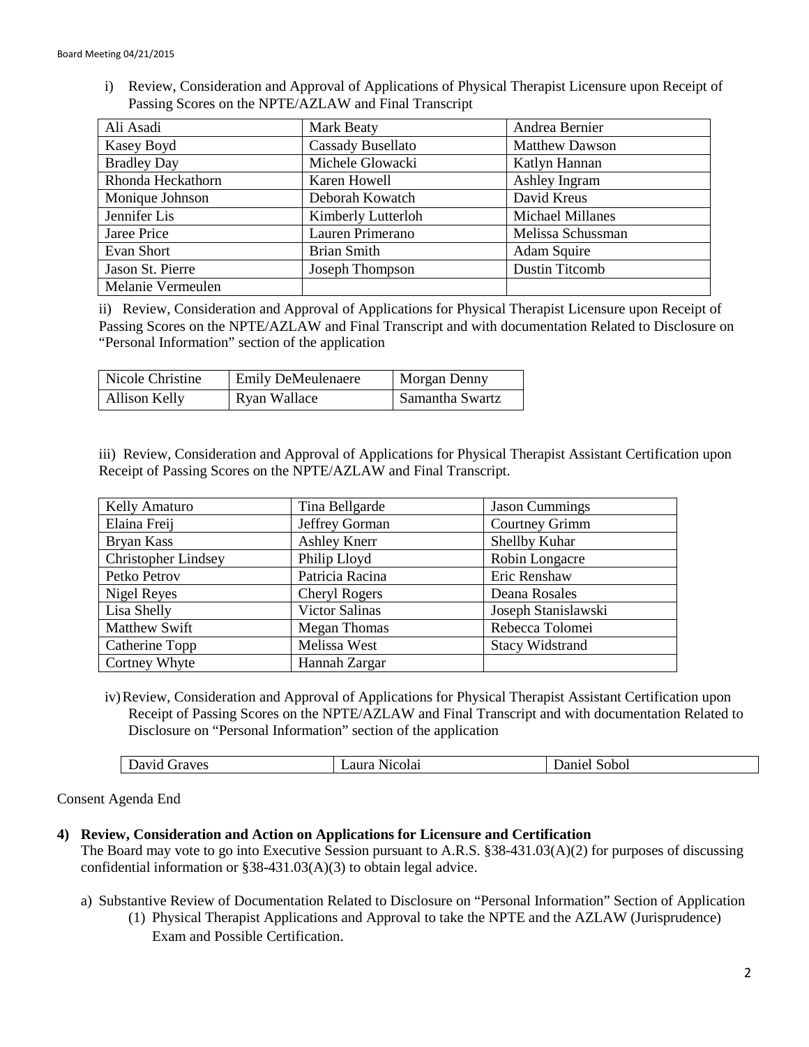i) Review, Consideration and Approval of Applications of Physical Therapist Licensure upon Receipt of Passing Scores on the NPTE/AZLAW and Final Transcript

| | | |
|---|---|---|
| Ali Asadi | Mark Beaty | Andrea Bernier |
| Kasey Boyd | Cassady Busellato | Matthew Dawson |
| Bradley Day | Michele Glowacki | Katlyn Hannan |
| Rhonda Heckathorn | Karen Howell | Ashley Ingram |
| Monique Johnson | Deborah Kowatch | David Kreus |
| Jennifer Lis | Kimberly Lutterloh | Michael Millanes |
| Jaree Price | Lauren Primerano | Melissa Schussman |
| Evan Short | Brian Smith | Adam Squire |
| Jason St. Pierre | Joseph Thompson | Dustin Titcomb |
| Melanie Vermeulen | | |

ii) Review, Consideration and Approval of Applications for Physical Therapist Licensure upon Receipt of Passing Scores on the NPTE/AZLAW and Final Transcript and with documentation Related to Disclosure on "Personal Information" section of the application

| | | |
|---|---|---|
| Nicole Christine | Emily DeMeulenaere | Morgan Denny |
| Allison Kelly | Ryan Wallace | Samantha Swartz |

iii) Review, Consideration and Approval of Applications for Physical Therapist Assistant Certification upon Receipt of Passing Scores on the NPTE/AZLAW and Final Transcript.

| | | |
|---|---|---|
| Kelly Amaturo | Tina Bellgarde | Jason Cummings |
| Elaina Freij | Jeffrey Gorman | Courtney Grimm |
| Bryan Kass | Ashley Knerr | Shellby Kuhar |
| Christopher Lindsey | Philip Lloyd | Robin Longacre |
| Petko Petrov | Patricia Racina | Eric Renshaw |
| Nigel Reyes | Cheryl Rogers | Deana Rosales |
| Lisa Shelly | Victor Salinas | Joseph Stanislawski |
| Matthew Swift | Megan Thomas | Rebecca Tolomei |
| Catherine Topp | Melissa West | Stacy Widstrand |
| Cortney Whyte | Hannah Zargar | |

iv) Review, Consideration and Approval of Applications for Physical Therapist Assistant Certification upon Receipt of Passing Scores on the NPTE/AZLAW and Final Transcript and with documentation Related to Disclosure on "Personal Information" section of the application

| | | |
|---|---|---|
| David Graves | Laura Nicolai | Daniel Sobol |

Consent Agenda End

**4) Review, Consideration and Action on Applications for Licensure and Certification**

The Board may vote to go into Executive Session pursuant to A.R.S. §38-431.03(A)(2) for purposes of discussing confidential information or §38-431.03(A)(3) to obtain legal advice.

a) Substantive Review of Documentation Related to Disclosure on "Personal Information" Section of Application

(1) Physical Therapist Applications and Approval to take the NPTE and the AZLAW (Jurisprudence) Exam and Possible Certification.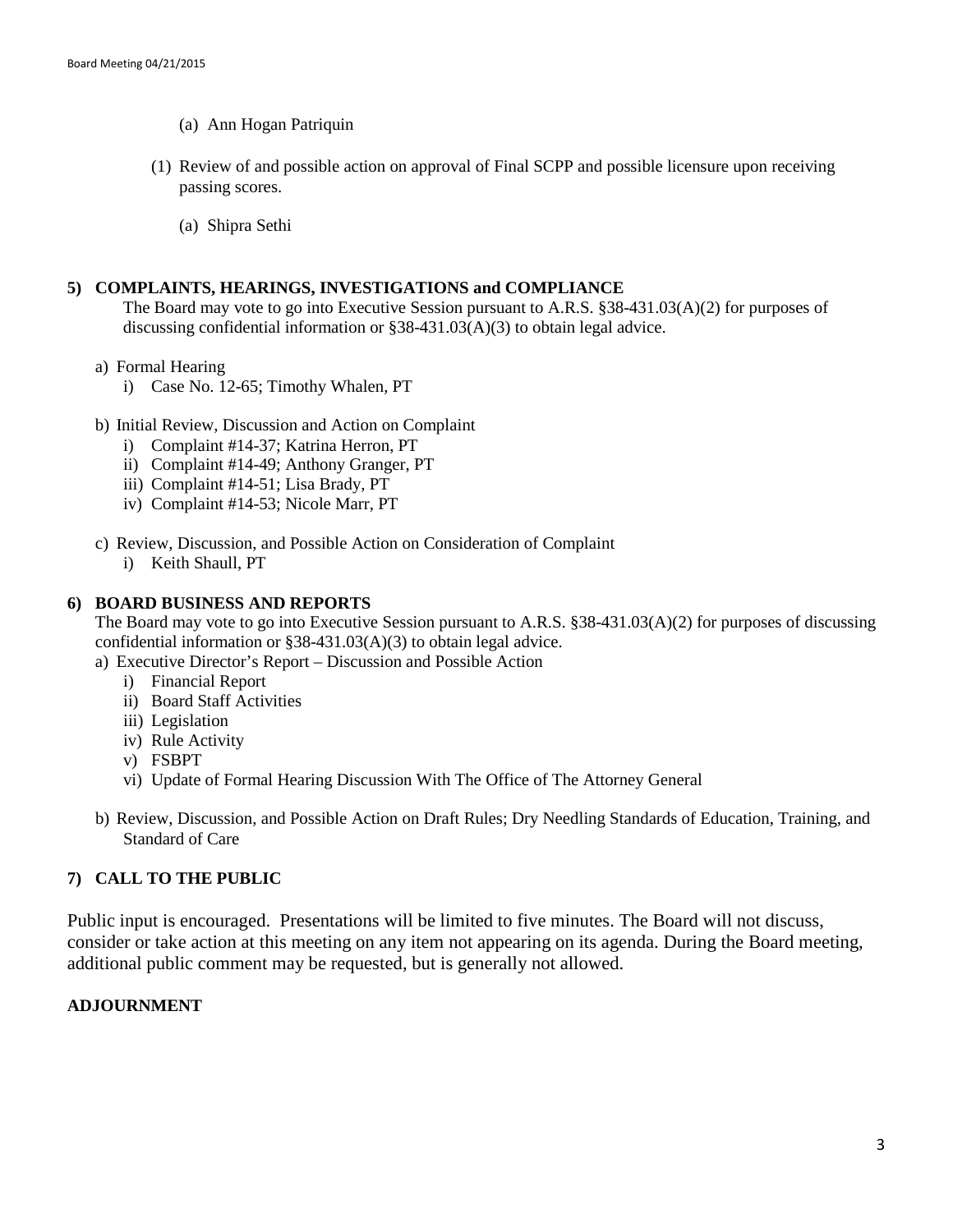(a) Ann Hogan Patriquin

(1) Review of and possible action on approval of Final SCPP and possible licensure upon receiving passing scores.

(a) Shipra Sethi

**5) COMPLAINTS, HEARINGS, INVESTIGATIONS and COMPLIANCE**

The Board may vote to go into Executive Session pursuant to A.R.S. §38-431.03(A)(2) for purposes of discussing confidential information or §38-431.03(A)(3) to obtain legal advice.

a) Formal Hearing
   i) Case No. 12-65; Timothy Whalen, PT

b) Initial Review, Discussion and Action on Complaint
   i) Complaint #14-37; Katrina Herron, PT
   ii) Complaint #14-49; Anthony Granger, PT
   iii) Complaint #14-51; Lisa Brady, PT
   iv) Complaint #14-53; Nicole Marr, PT

c) Review, Discussion, and Possible Action on Consideration of Complaint
   i) Keith Shaull, PT

**6) BOARD BUSINESS AND REPORTS**

The Board may vote to go into Executive Session pursuant to A.R.S. §38-431.03(A)(2) for purposes of discussing confidential information or §38-431.03(A)(3) to obtain legal advice.

a) Executive Director's Report – Discussion and Possible Action
   i) Financial Report
   ii) Board Staff Activities
   iii) Legislation
   iv) Rule Activity
   v) FSBPT
   vi) Update of Formal Hearing Discussion With The Office of The Attorney General

b) Review, Discussion, and Possible Action on Draft Rules; Dry Needling Standards of Education, Training, and Standard of Care

**7) CALL TO THE PUBLIC**

Public input is encouraged. Presentations will be limited to five minutes. The Board will not discuss, consider or take action at this meeting on any item not appearing on its agenda. During the Board meeting, additional public comment may be requested, but is generally not allowed.

**ADJOURNMENT**